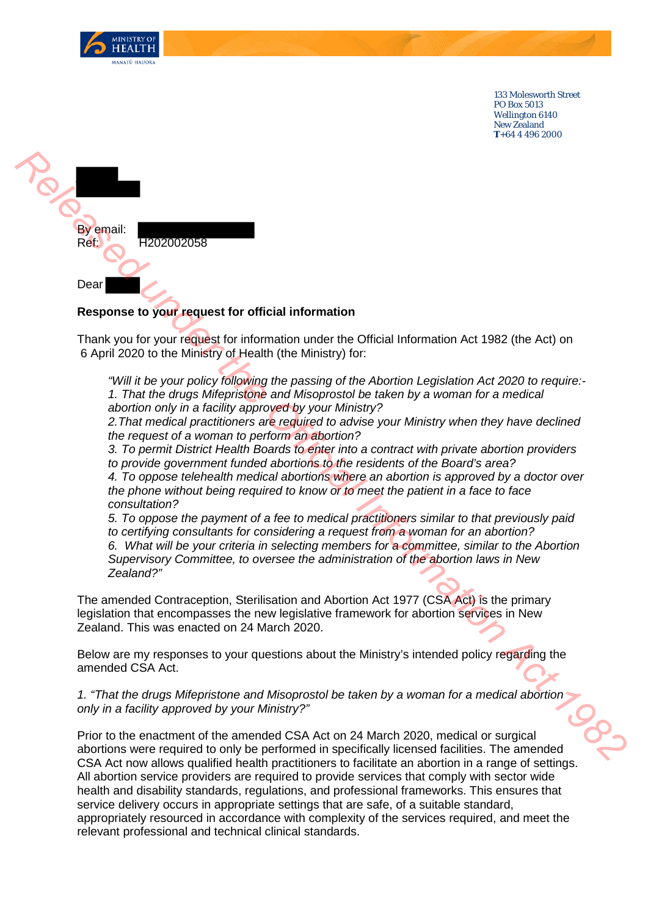MINISTRY OF HEALTH
MANATŪ HAUORA

133 Molesworth Street
PO Box 5013
Wellington 6140
New Zealand
T+64 4 496 2000

By email:
Ref: H202002058

Dear

**Response to your request for official information**

Thank you for your request for information under the Official Information Act 1982 (the Act) on 6 April 2020 to the Ministry of Health (the Ministry) for:

*"Will it be your policy following the passing of the Abortion Legislation Act 2020 to require:-*
*1. That the drugs Mifepristone and Misoprostol be taken by a woman for a medical abortion only in a facility approved by your Ministry?*
*2. That medical practitioners are required to advise your Ministry when they have declined the request of a woman to perform an abortion?*
*3. To permit District Health Boards to enter into a contract with private abortion providers to provide government funded abortions to the residents of the Board's area?*
*4. To oppose telehealth medical abortions where an abortion is approved by a doctor over the phone without being required to know or to meet the patient in a face to face consultation?*
*5. To oppose the payment of a fee to medical practitioners similar to that previously paid to certifying consultants for considering a request from a woman for an abortion?*
*6. What will be your criteria in selecting members for a committee, similar to the Abortion Supervisory Committee, to oversee the administration of the abortion laws in New Zealand?"*

The amended Contraception, Sterilisation and Abortion Act 1977 (CSA Act) is the primary legislation that encompasses the new legislative framework for abortion services in New Zealand. This was enacted on 24 March 2020.

Below are my responses to your questions about the Ministry's intended policy regarding the amended CSA Act.

*1. "That the drugs Mifepristone and Misoprostol be taken by a woman for a medical abortion only in a facility approved by your Ministry?"*

Prior to the enactment of the amended CSA Act on 24 March 2020, medical or surgical abortions were required to only be performed in specifically licensed facilities. The amended CSA Act now allows qualified health practitioners to facilitate an abortion in a range of settings. All abortion service providers are required to provide services that comply with sector wide health and disability standards, regulations, and professional frameworks. This ensures that service delivery occurs in appropriate settings that are safe, of a suitable standard, appropriately resourced in accordance with complexity of the services required, and meet the relevant professional and technical clinical standards.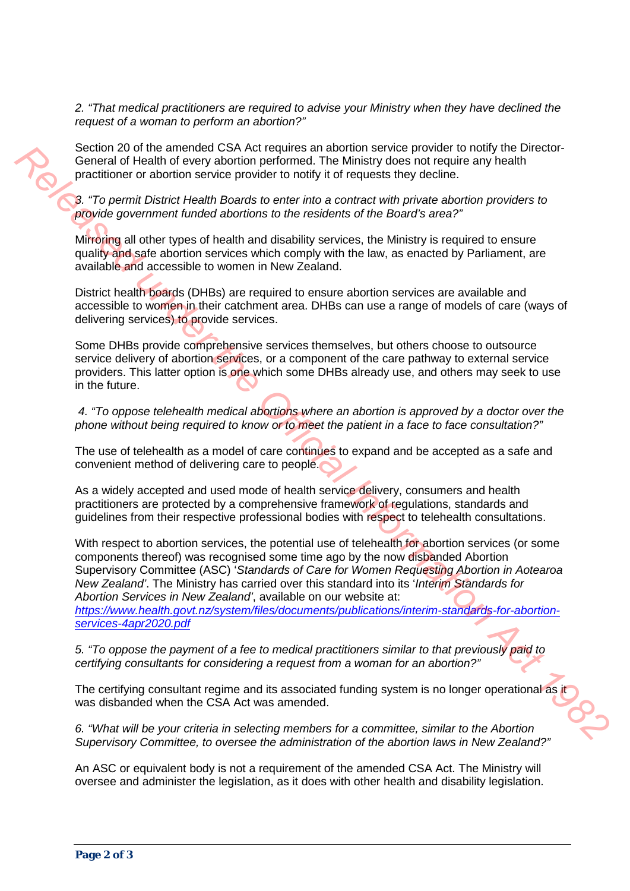*2. "That medical practitioners are required to advise your Ministry when they have declined the request of a woman to perform an abortion?"*

Section 20 of the amended CSA Act requires an abortion service provider to notify the Director-General of Health of every abortion performed. The Ministry does not require any health practitioner or abortion service provider to notify it of requests they decline.

*3. "To permit District Health Boards to enter into a contract with private abortion providers to provide government funded abortions to the residents of the Board's area?"*

Mirroring all other types of health and disability services, the Ministry is required to ensure quality and safe abortion services which comply with the law, as enacted by Parliament, are available and accessible to women in New Zealand.

District health boards (DHBs) are required to ensure abortion services are available and accessible to women in their catchment area. DHBs can use a range of models of care (ways of delivering services) to provide services.

Some DHBs provide comprehensive services themselves, but others choose to outsource service delivery of abortion services, or a component of the care pathway to external service providers. This latter option is one which some DHBs already use, and others may seek to use in the future.

*4. "To oppose telehealth medical abortions where an abortion is approved by a doctor over the phone without being required to know or to meet the patient in a face to face consultation?"*

The use of telehealth as a model of care continues to expand and be accepted as a safe and convenient method of delivering care to people.

As a widely accepted and used mode of health service delivery, consumers and health practitioners are protected by a comprehensive framework of regulations, standards and guidelines from their respective professional bodies with respect to telehealth consultations.

With respect to abortion services, the potential use of telehealth for abortion services (or some components thereof) was recognised some time ago by the now disbanded Abortion Supervisory Committee (ASC) '*Standards of Care for Women Requesting Abortion in Aotearoa New Zealand*'. The Ministry has carried over this standard into its '*Interim Standards for Abortion Services in New Zealand*', available on our website at: [https://www.health.govt.nz/system/files/documents/publications/interim-standards-for-abortion-services-4apr2020.pdf](https://www.health.govt.nz/system/files/documents/publications/interim-standards-for-abortion-services-4apr2020.pdf)

*5. "To oppose the payment of a fee to medical practitioners similar to that previously paid to certifying consultants for considering a request from a woman for an abortion?"*

The certifying consultant regime and its associated funding system is no longer operational as it was disbanded when the CSA Act was amended.

*6. "What will be your criteria in selecting members for a committee, similar to the Abortion Supervisory Committee, to oversee the administration of the abortion laws in New Zealand?"*

An ASC or equivalent body is not a requirement of the amended CSA Act. The Ministry will oversee and administer the legislation, as it does with other health and disability legislation.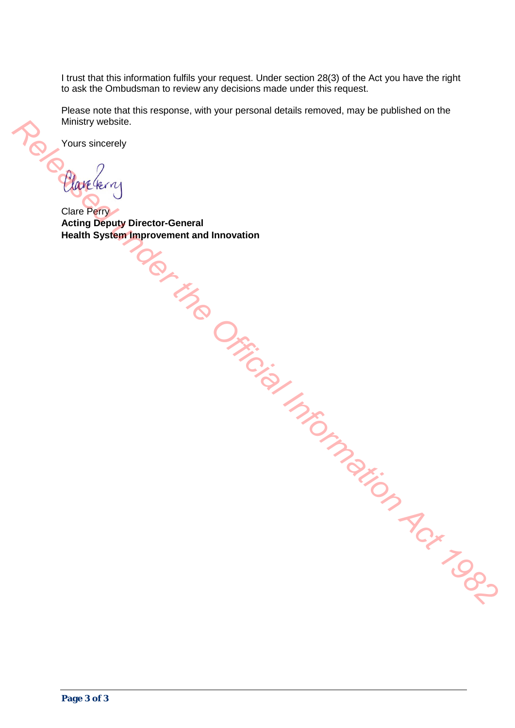I trust that this information fulfils your request. Under section 28(3) of the Act you have the right to ask the Ombudsman to review any decisions made under this request.

Please note that this response, with your personal details removed, may be published on the Ministry website.

Yours sincerely

Clare Perry
**Acting Deputy Director-General**
**Health System Improvement and Innovation**

Released under the Official Information Act 1982